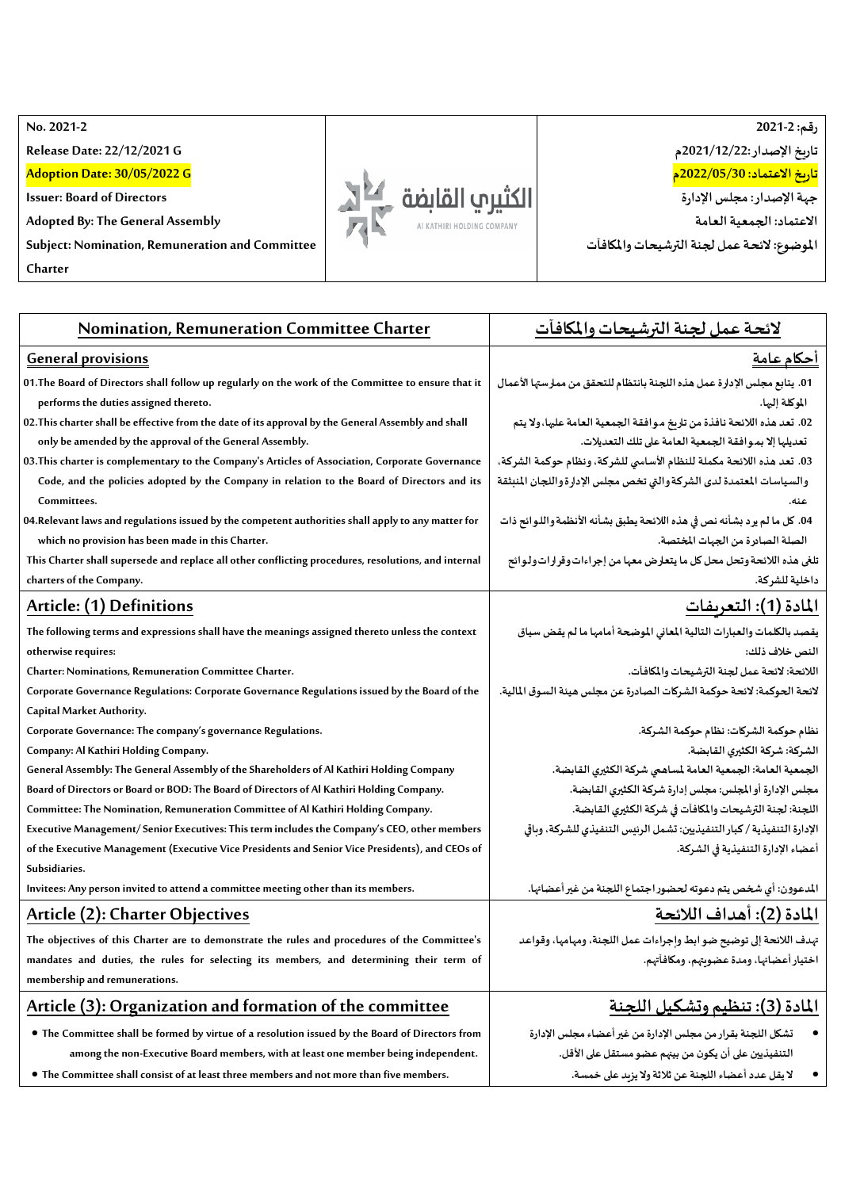| No. 2021-2<br>Release Date: 22/12/2021 G<br>Adoption Date: 30/05/2022 G<br>Issuer: Board of Directors<br>Adopted By: The General Assembly<br>Subject: Nomination, Remuneration and Committee Charter | الكثيري القابضة<br>Al KATHIRI HOLDING COMPANY | رقم: 2021-2<br>تاريخ الإصدار :2021/12/22م<br>تاريخ الاعتماد: 2022/05/30م<br>جهة الإصدار: مجلس الإدارة<br>الاعتماد: الجمعية العامة<br>الموضوع: لائحة عمل لجنة الترشيحات والمكافآت |
|---|---|---|

| Nomination, Remuneration Committee Charter | لائحة عمل لجنة الترشيحات والمكافآت |
|---|---|
| **General provisions** | **أحكام عامة** |
| 01.The Board of Directors shall follow up regularly on the work of the Committee to ensure that it performs the duties assigned thereto. | 01. يتابع مجلس الإدارة عمل هذه اللجنة بانتظام للتحقق من ممارستها الأعمال الموكلة إليها. |
| 02.This charter shall be effective from the date of its approval by the General Assembly and shall only be amended by the approval of the General Assembly. | 02. تعد هذه اللائحة نافذة من تاريخ موافقة الجمعية العامة عليها، ولا يتم تعديلها إلا بموافقة الجمعية العامة على تلك التعديلات. |
| 03.This charter is complementary to the Company's Articles of Association, Corporate Governance Code, and the policies adopted by the Company in relation to the Board of Directors and its Committees. | 03. تعد هذه اللائحة مكملة للنظام الأساسي للشركة، ونظام حوكمة الشركة، والسياسات المعتمدة لدى الشركة والتي تخص مجلس الإدارة واللجان المنبثقة عنه. |
| 04.Relevant laws and regulations issued by the competent authorities shall apply to any matter for which no provision has been made in this Charter. | 04. كل ما لم يرد بشأنه نص في هذه اللائحة يطبق بشأنه الأنظمة واللوائح ذات الصلة الصادرة من الجهات المختصة. |
| This Charter shall supersede and replace all other conflicting procedures, resolutions, and internal charters of the Company. | تلغى هذه اللائحة وتحل محل كل ما يتعارض معها من إجراءات وقرارات ولوائح داخلية للشركة. |
| **Article: (1) Definitions** | **المادة (1): التعريفات** |
| The following terms and expressions shall have the meanings assigned thereto unless the context otherwise requires: | يقصد بالكلمات والعبارات التالية المعاني الموضحة أمامها ما لم يقض سياق النص خلاف ذلك: |
| Charter: Nominations, Remuneration Committee Charter. | اللائحة: لائحة عمل لجنة الترشيحات والمكافآت. |
| Corporate Governance Regulations: Corporate Governance Regulations issued by the Board of the Capital Market Authority. | لائحة الحوكمة: لائحة حوكمة الشركات الصادرة عن مجلس هيئة السوق المالية. |
| Corporate Governance: The company's governance Regulations. | نظام حوكمة الشركات: نظام حوكمة الشركة. |
| Company: Al Kathiri Holding Company. | الشركة: شركة الكثيري القابضة. |
| General Assembly: The General Assembly of the Shareholders of Al Kathiri Holding Company | الجمعية العامة: الجمعية العامة لمساهمي شركة الكثيري القابضة. |
| Board of Directors or Board or BOD: The Board of Directors of Al Kathiri Holding Company. | مجلس الإدارة أو المجلس: مجلس إدارة شركة الكثيري القابضة. |
| Committee: The Nomination, Remuneration Committee of Al Kathiri Holding Company. | اللجنة: لجنة الترشيحات والمكافآت في شركة الكثيري القابضة. |
| Executive Management/ Senior Executives: This term includes the Company's CEO, other members of the Executive Management (Executive Vice Presidents and Senior Vice Presidents), and CEOs of Subsidiaries. | الإدارة التنفيذية / كبار التنفيذيين: تشمل الرئيس التنفيذي للشركة، وباقي أعضاء الإدارة التنفيذية في الشركة. |
| Invitees: Any person invited to attend a committee meeting other than its members. | المدعوون: أي شخص يتم دعوته لحضور اجتماع اللجنة من غير أعضائها. |
| **Article (2): Charter Objectives** | **المادة (2): أهداف اللائحة** |
| The objectives of this Charter are to demonstrate the rules and procedures of the Committee's mandates and duties, the rules for selecting its members, and determining their term of membership and remunerations. | تهدف اللائحة إلى توضيح ضوابط وإجراءات عمل اللجنة، ومهامها، وقواعد اختيار أعضائها، ومدة عضويتهم، ومكافآتهم. |
| **Article (3): Organization and formation of the committee** | **المادة (3): تنظيم وتشكيل اللجنة** |
| • The Committee shall be formed by virtue of a resolution issued by the Board of Directors from among the non-Executive Board members, with at least one member being independent. | • تشكل اللجنة بقرار من مجلس الإدارة من غير أعضاء مجلس الإدارة التنفيذيين على أن يكون من بينهم عضو مستقل على الأقل. |
| • The Committee shall consist of at least three members and not more than five members. | • لا يقل عدد أعضاء اللجنة عن ثلاثة ولا يزيد على خمسة. |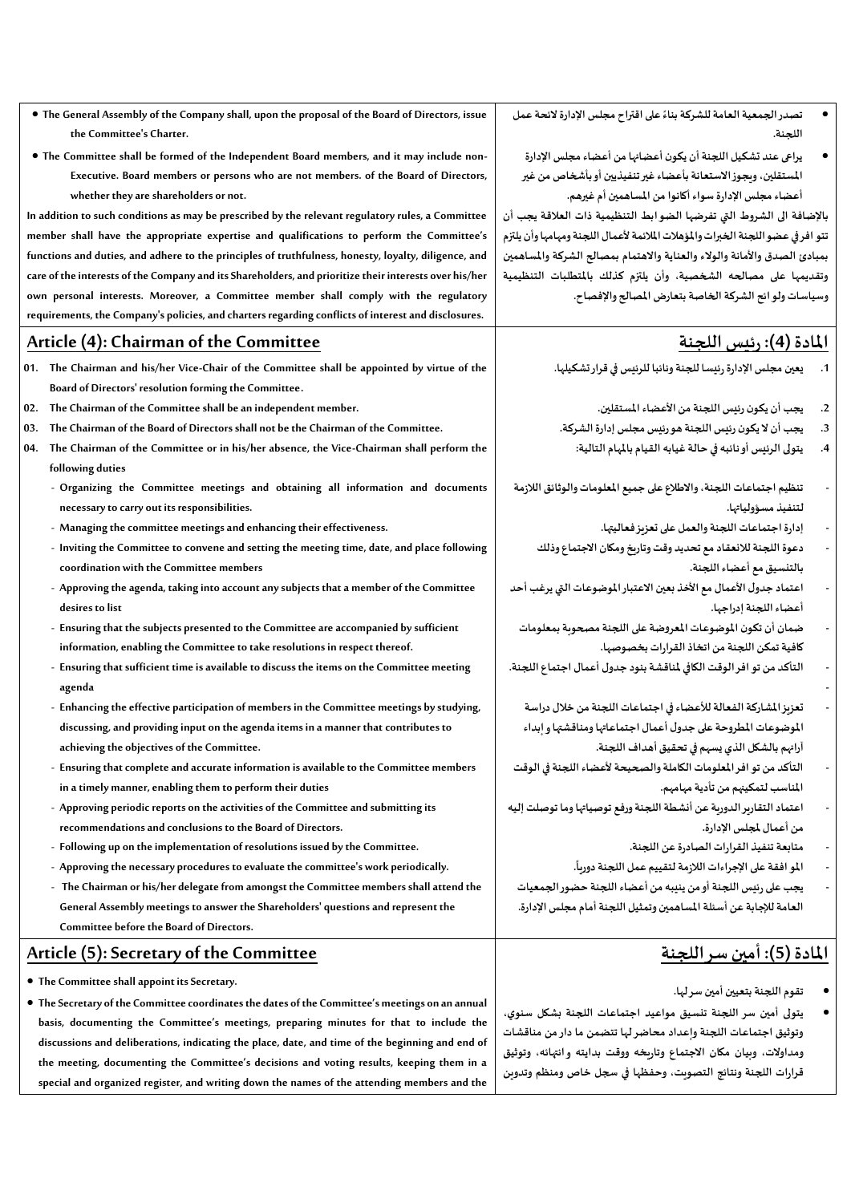- The General Assembly of the Company shall, upon the proposal of the Board of Directors, issue the Committee's Charter.
- The Committee shall be formed of the Independent Board members, and it may include non-Executive. Board members or persons who are not members. of the Board of Directors, whether they are shareholders or not.

In addition to such conditions as may be prescribed by the relevant regulatory rules, a Committee member shall have the appropriate expertise and qualifications to perform the Committee's functions and duties, and adhere to the principles of truthfulness, honesty, loyalty, diligence, and care of the interests of the Company and its Shareholders, and prioritize their interests over his/her own personal interests. Moreover, a Committee member shall comply with the regulatory requirements, the Company's policies, and charters regarding conflicts of interest and disclosures.

- تصدر الجمعية العامة للشركة بناءً على اقتراح مجلس الإدارة لائحة عمل اللجنة.
- يراعى عند تشكيل اللجنة أن يكون أعضاؤها من أعضاء مجلس الإدارة المستقلين، ويجوز الاستعانة بأعضاء غير تنفيذيين أو بأشخاص من غير أعضاء مجلس الإدارة سواء أكانوا من المساهمين أم غيرهم.

بالإضافة الى الشروط التي تفرضها الضوابط التنظيمية ذات العلاقة يجب أن تتوافر في عضو اللجنة الخبرات والمؤهلات الملائمة لأعمال اللجنة ومهامها وأن يلتزم بمبادئ الصدق والأمانة والولاء والعناية والاهتمام بمصالح الشركة والمساهمين وتقديمها على مصالحه الشخصية، وأن يلتزم كذلك بالمتطلبات التنظيمية وسياسات ولوائح الشركة الخاصة بتعارض المصالح والإفصاح.

## Article (4): Chairman of the Committee

01. The Chairman and his/her Vice-Chair of the Committee shall be appointed by virtue of the Board of Directors' resolution forming the Committee.
02. The Chairman of the Committee shall be an independent member.
03. The Chairman of the Board of Directors shall not be the Chairman of the Committee.
04. The Chairman of the Committee or in his/her absence, the Vice-Chairman shall perform the following duties
    - Organizing the Committee meetings and obtaining all information and documents necessary to carry out its responsibilities.
    - Managing the committee meetings and enhancing their effectiveness.
    - Inviting the Committee to convene and setting the meeting time, date, and place following coordination with the Committee members
    - Approving the agenda, taking into account any subjects that a member of the Committee desires to list
    - Ensuring that the subjects presented to the Committee are accompanied by sufficient information, enabling the Committee to take resolutions in respect thereof.
    - Ensuring that sufficient time is available to discuss the items on the Committee meeting agenda
    - Enhancing the effective participation of members in the Committee meetings by studying, discussing, and providing input on the agenda items in a manner that contributes to achieving the objectives of the Committee.
    - Ensuring that complete and accurate information is available to the Committee members in a timely manner, enabling them to perform their duties
    - Approving periodic reports on the activities of the Committee and submitting its recommendations and conclusions to the Board of Directors.
    - Following up on the implementation of resolutions issued by the Committee.
    - Approving the necessary procedures to evaluate the committee's work periodically.
    - The Chairman or his/her delegate from amongst the Committee members shall attend the General Assembly meetings to answer the Shareholders' questions and represent the Committee before the Board of Directors.

## المادة (4): رئيس اللجنة

1. يعين مجلس الإدارة رئيسا للجنة ونائبا للرئيس في قرار تشكيلها.
2. يجب أن يكون رئيس اللجنة من الأعضاء المستقلين.
3. يجب أن لا يكون رئيس اللجنة هو رئيس مجلس إدارة الشركة.
4. يتولى الرئيس أو نائبه في حالة غيابه القيام بالمهام التالية:
    - تنظيم اجتماعات اللجنة، والاطلاع على جميع المعلومات والوثائق اللازمة لتنفيذ مسؤولياتها.
    - إدارة اجتماعات اللجنة والعمل على تعزيز فعاليتها.
    - دعوة اللجنة للانعقاد مع تحديد وقت وتاريخ ومكان الاجتماع وذلك بالتنسيق مع أعضاء اللجنة.
    - اعتماد جدول الأعمال مع الأخذ بعين الاعتبار الموضوعات التي يرغب أحد أعضاء اللجنة إدراجها.
    - ضمان أن تكون الموضوعات المعروضة على اللجنة مصحوبة بمعلومات كافية تمكن اللجنة من اتخاذ القرارات بخصوصها.
    - التأكد من توافر الوقت الكافي لمناقشة بنود جدول أعمال اجتماع اللجنة.
    - تعزيز المشاركة الفعالة للأعضاء في اجتماعات اللجنة من خلال دراسة الموضوعات المطروحة على جدول أعمال اجتماعاتها ومناقشتها وإبداء آرائهم بالشكل الذي يسهم في تحقيق أهداف اللجنة.
    - التأكد من توافر المعلومات الكاملة والصحيحة لأعضاء اللجنة في الوقت المناسب لتمكينهم من تأدية مهامهم.
    - اعتماد التقارير الدورية عن أنشطة اللجنة ورفع توصياتها وما توصلت إليه من أعمال لمجلس الإدارة.
    - متابعة تنفيذ القرارات الصادرة عن اللجنة.
    - الموافقة على الإجراءات اللازمة لتقييم عمل اللجنة دورياً.
    - يجب على رئيس اللجنة أو من ينيبه من أعضاء اللجنة حضور الجمعيات العامة للإجابة عن أسئلة المساهمين وتمثيل اللجنة أمام مجلس الإدارة.

## Article (5): Secretary of the Committee

- The Committee shall appoint its Secretary.
- The Secretary of the Committee coordinates the dates of the Committee's meetings on an annual basis, documenting the Committee's meetings, preparing minutes for that to include the discussions and deliberations, indicating the place, date, and time of the beginning and end of the meeting, documenting the Committee's decisions and voting results, keeping them in a special and organized register, and writing down the names of the attending members and the

## المادة (5): أمين سر اللجنة

- تقوم اللجنة بتعيين أمين سر لها.
- يتولى أمين سر اللجنة تنسيق مواعيد اجتماعات اللجنة بشكل سنوي، وتوثيق اجتماعات اللجنة وإعداد محاضر لها تتضمن ما دار من مناقشات ومداولات، وبيان مكان الاجتماع وتاريخه ووقت بدايته وانتهائه، وتوثيق قرارات اللجنة ونتائج التصويت، وحفظها في سجل خاص ومنظم وتدوين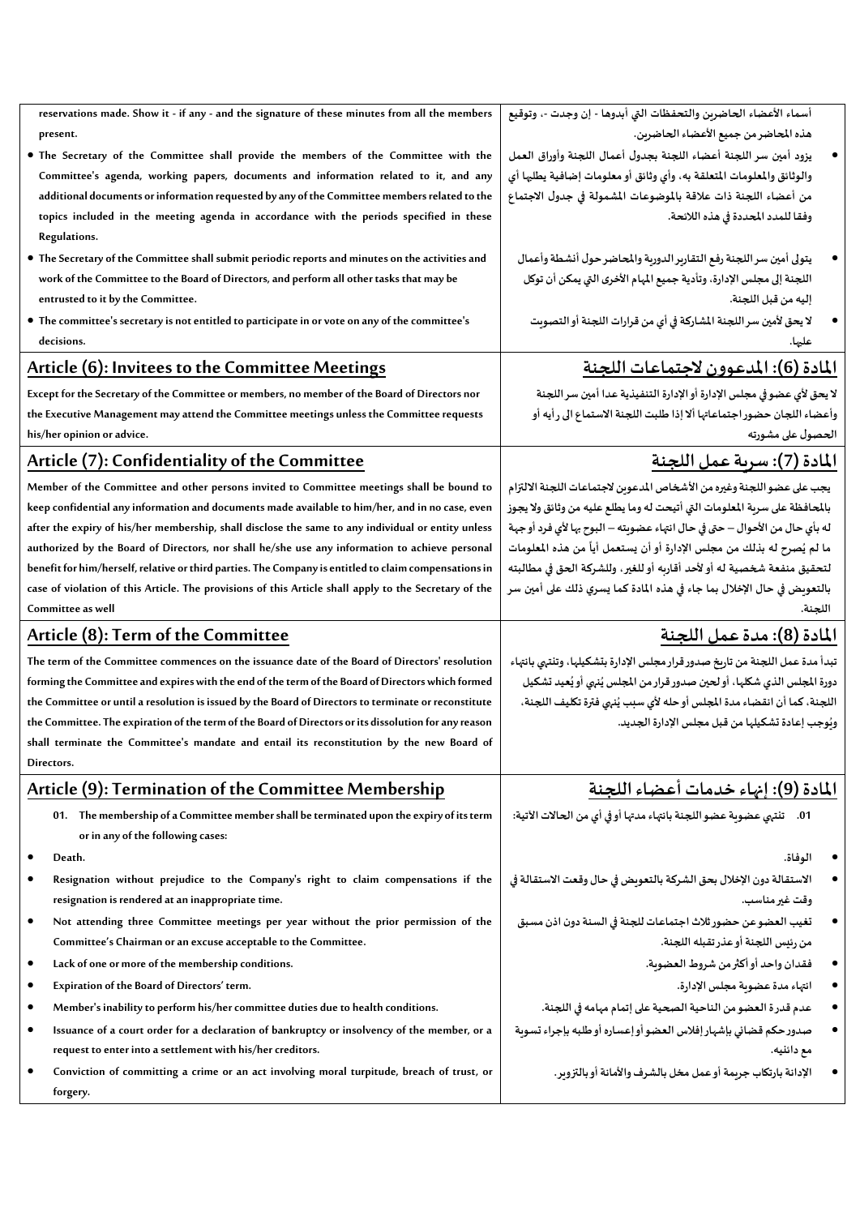reservations made. Show it - if any - and the signature of these minutes from all the members present.

أسماء الأعضاء الحاضرين والتحفظات التي أبدوها - إن وجدت -، وتوقيع هذه المحاضر من جميع الأعضاء الحاضرين.

- The Secretary of the Committee shall provide the members of the Committee with the Committee's agenda, working papers, documents and information related to it, and any additional documents or information requested by any of the Committee members related to the topics included in the meeting agenda in accordance with the periods specified in these Regulations.
- The Secretary of the Committee shall submit periodic reports and minutes on the activities and work of the Committee to the Board of Directors, and perform all other tasks that may be entrusted to it by the Committee.
- The committee's secretary is not entitled to participate in or vote on any of the committee's decisions.

- يزود أمين سر اللجنة أعضاء اللجنة بجدول أعمال اللجنة وأوراق العمل والوثائق والمعلومات المتعلقة به، وأي وثائق أو معلومات إضافية يطلبها أي من أعضاء اللجنة ذات علاقة بالموضوعات المشمولة في جدول الاجتماع وفقا للمدد المحددة في هذه اللائحة.
- يتولى أمين سر اللجنة رفع التقارير الدورية والمحاضر حول أنشطة وأعمال اللجنة إلى مجلس الإدارة، وتأدية جميع المهام الأخرى التي يمكن أن توكل إليه من قبل اللجنة.
- لا يحق لأمين سر اللجنة المشاركة في أي من قرارات اللجنة أو التصويت عليها.

## Article (6): Invitees to the Committee Meetings

Except for the Secretary of the Committee or members, no member of the Board of Directors nor the Executive Management may attend the Committee meetings unless the Committee requests his/her opinion or advice.

## المادة (6): المدعوون لاجتماعات اللجنة

لا يحق لأي عضو في مجلس الإدارة أو الإدارة التنفيذية عدا أمين سر اللجنة وأعضاء اللجان حضور اجتماعاتها ألا إذا طلبت اللجنة الاستماع الى رأيه أو الحصول على مشورته

## Article (7): Confidentiality of the Committee

Member of the Committee and other persons invited to Committee meetings shall be bound to keep confidential any information and documents made available to him/her, and in no case, even after the expiry of his/her membership, shall disclose the same to any individual or entity unless authorized by the Board of Directors, nor shall he/she use any information to achieve personal benefit for him/herself, relative or third parties. The Company is entitled to claim compensations in case of violation of this Article. The provisions of this Article shall apply to the Secretary of the Committee as well

## المادة (7): سرية عمل اللجنة

يجب على عضو اللجنة وغيره من الأشخاص المدعوين لاجتماعات اللجنة الالتزام بالمحافظة على سرية المعلومات التي أتيحت له وما يطلع عليه من وثائق ولا يجوز له بأي حال من الأحوال – حتى في حال انتهاء عضويته – البوح بها لأي فرد أو جهة ما لم يُصرح له بذلك من مجلس الإدارة أو أن يستعمل أياً من هذه المعلومات لتحقيق منفعة شخصية له أو لأحد أقاربه أو للغير، وللشركة الحق في مطالبته بالتعويض في حال الإخلال بما جاء في هذه المادة كما يسري ذلك على أمين سر اللجنة.

## Article (8): Term of the Committee

The term of the Committee commences on the issuance date of the Board of Directors' resolution forming the Committee and expires with the end of the term of the Board of Directors which formed the Committee or until a resolution is issued by the Board of Directors to terminate or reconstitute the Committee. The expiration of the term of the Board of Directors or its dissolution for any reason shall terminate the Committee's mandate and entail its reconstitution by the new Board of Directors.

## المادة (8): مدة عمل اللجنة

تبدأ مدة عمل اللجنة من تاريخ صدور قرار مجلس الإدارة بتشكيلها، وتنتهي بانتهاء دورة المجلس الذي شكلها، أو لحين صدور قرار من المجلس يُنهي أو يُعيد تشكيل اللجنة، كما أن انقضاء مدة المجلس أو حله لأي سبب يُنهي فترة تكليف اللجنة، ويُوجب إعادة تشكيلها من قبل مجلس الإدارة الجديد.

## Article (9): Termination of the Committee Membership

01. The membership of a Committee member shall be terminated upon the expiry of its term or in any of the following cases:

- Death.
- Resignation without prejudice to the Company's right to claim compensations if the resignation is rendered at an inappropriate time.
- Not attending three Committee meetings per year without the prior permission of the Committee's Chairman or an excuse acceptable to the Committee.
- Lack of one or more of the membership conditions.
- Expiration of the Board of Directors' term.
- Member's inability to perform his/her committee duties due to health conditions.
- Issuance of a court order for a declaration of bankruptcy or insolvency of the member, or a request to enter into a settlement with his/her creditors.
- Conviction of committing a crime or an act involving moral turpitude, breach of trust, or forgery.

## المادة (9): إنهاء خدمات أعضاء اللجنة

01. تنتهي عضوية عضو اللجنة بانتهاء مدتها أو في أي من الحالات الآتية:

- الوفاة.
- الاستقالة دون الإخلال بحق الشركة بالتعويض في حال وقعت الاستقالة في وقت غير مناسب.
- تغيب العضو عن حضور ثلاث اجتماعات للجنة في السنة دون اذن مسبق من رئيس اللجنة أو عذر تقبله اللجنة.
- فقدان واحد أو أكثر من شروط العضوية.
- انتهاء مدة عضوية مجلس الإدارة.
- عدم قدرة العضو من الناحية الصحية على إتمام مهامه في اللجنة.
- صدور حكم قضائي بإشهار إفلاس العضو أو إعساره أو طلبه بإجراء تسوية مع دائنيه.
- الإدانة بارتكاب جريمة أو عمل مخل بالشرف والأمانة أو بالتزوير.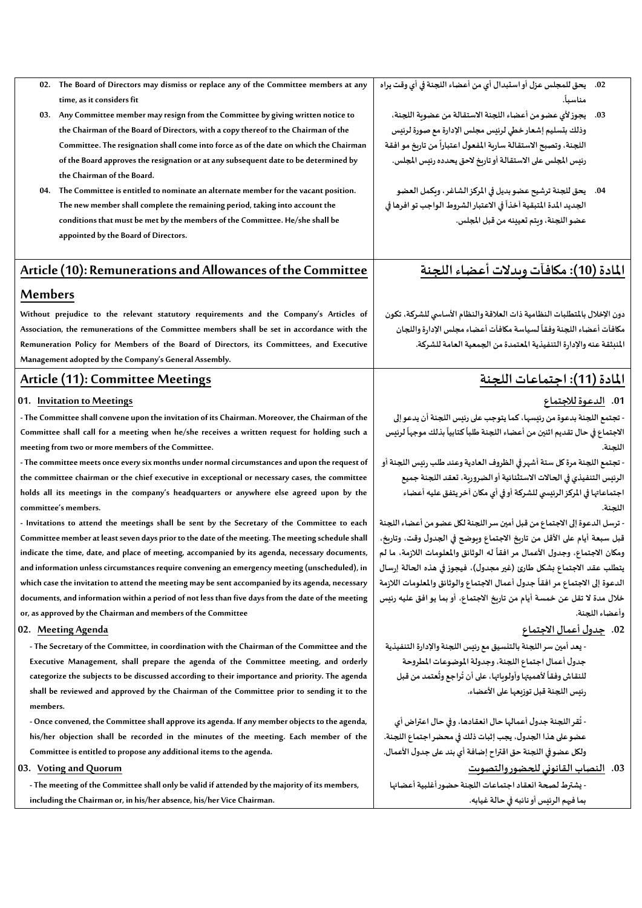02. The Board of Directors may dismiss or replace any of the Committee members at any time, as it considers fit

03. Any Committee member may resign from the Committee by giving written notice to the Chairman of the Board of Directors, with a copy thereof to the Chairman of the Committee. The resignation shall come into force as of the date on which the Chairman of the Board approves the resignation or at any subsequent date to be determined by the Chairman of the Board.

04. The Committee is entitled to nominate an alternate member for the vacant position. The new member shall complete the remaining period, taking into account the conditions that must be met by the members of the Committee. He/she shall be appointed by the Board of Directors.

.02 يحق للمجلس عزل أو استبدال أي من أعضاء اللجنة في أي وقت يراه مناسباً.

.03 يجوز لأي عضو من أعضاء اللجنة الاستقالة من عضوية اللجنة، وذلك بتسليم إشعار خطي لرئيس مجلس الإدارة مع صورة لرئيس اللجنة، وتصبح الاستقالة سارية المفعول اعتباراً من تاريخ موافقة رئيس المجلس على الاستقالة أو تاريخ لاحق يحدده رئيس المجلس.

.04 يحق للجنة ترشيح عضو بديل في المركز الشاغر، ويكمل العضو الجديد المدة المتبقية أخذاً في الاعتبار الشروط الواجب توافرها في عضو اللجنة، ويتم تعيينه من قبل المجلس.

## Article (10): Remunerations and Allowances of the Committee Members

Without prejudice to the relevant statutory requirements and the Company's Articles of Association, the remunerations of the Committee members shall be set in accordance with the Remuneration Policy for Members of the Board of Directors, its Committees, and Executive Management adopted by the Company's General Assembly.

## المادة (10): مكافآت وبدلات أعضاء اللجنة

دون الإخلال بالمتطلبات النظامية ذات العلاقة والنظام الأساسي للشركة، تكون مكافآت أعضاء اللجنة وفقاً لسياسة مكافآت أعضاء مجلس الإدارة واللجان المنبثقة عنه والإدارة التنفيذية المعتمدة من الجمعية العامة للشركة.

## Article (11): Committee Meetings

### 01. Invitation to Meetings

- The Committee shall convene upon the invitation of its Chairman. Moreover, the Chairman of the Committee shall call for a meeting when he/she receives a written request for holding such a meeting from two or more members of the Committee.
- The committee meets once every six months under normal circumstances and upon the request of the committee chairman or the chief executive in exceptional or necessary cases, the committee holds all its meetings in the company's headquarters or anywhere else agreed upon by the committee's members.
- Invitations to attend the meetings shall be sent by the Secretary of the Committee to each Committee member at least seven days prior to the date of the meeting. The meeting schedule shall indicate the time, date, and place of meeting, accompanied by its agenda, necessary documents, and information unless circumstances require convening an emergency meeting (unscheduled), in which case the invitation to attend the meeting may be sent accompanied by its agenda, necessary documents, and information within a period of not less than five days from the date of the meeting or, as approved by the Chairman and members of the Committee

### 02. Meeting Agenda

- The Secretary of the Committee, in coordination with the Chairman of the Committee and the Executive Management, shall prepare the agenda of the Committee meeting, and orderly categorize the subjects to be discussed according to their importance and priority. The agenda shall be reviewed and approved by the Chairman of the Committee prior to sending it to the members.
- Once convened, the Committee shall approve its agenda. If any member objects to the agenda, his/her objection shall be recorded in the minutes of the meeting. Each member of the Committee is entitled to propose any additional items to the agenda.

### 03. Voting and Quorum

- The meeting of the Committee shall only be valid if attended by the majority of its members, including the Chairman or, in his/her absence, his/her Vice Chairman.

## المادة (11): اجتماعات اللجنة

### .01 الدعوة للاجتماع

- تجتمع اللجنة بدعوة من رئيسها، كما يتوجب على رئيس اللجنة أن يدعو إلى الاجتماع في حال تقديم اثنين من أعضاء اللجنة طلباً كتابياً بذلك موجهاً لرئيس اللجنة.
- تجتمع اللجنة مرة كل ستة أشهر في الظروف العادية وعند طلب رئيس اللجنة أو الرئيس التنفيذي في الحالات الاستثنائية أو الضرورية، تعقد اللجنة جميع اجتماعاتها في المركز الرئيسي للشركة أو في أي مكان آخر يتفق عليه أعضاء اللجنة.
- ترسل الدعوة إلى الاجتماع من قبل أمين سر اللجنة لكل عضو من أعضاء اللجنة قبل سبعة أيام على الأقل من تاريخ الاجتماع ويوضح في الجدول وقت، وتاريخ، ومكان الاجتماع، وجدول الأعمال مرافقاً له الوثائق والمعلومات اللازمة، ما لم يتطلب عقد الاجتماع بشكل طارئ (غير مجدول)، فيجوز في هذه الحالة إرسال الدعوة إلى الاجتماع مرافقاً جدول أعمال الاجتماع والوثائق والمعلومات اللازمة خلال مدة لا تقل عن خمسة أيام من تاريخ الاجتماع، أو بما يوافق عليه رئيس وأعضاء اللجنة.

### .02 جدول أعمال الاجتماع

- يعد أمين سر اللجنة بالتنسيق مع رئيس اللجنة والإدارة التنفيذية جدول أعمال اجتماع اللجنة، وجدولة الموضوعات المطروحة للنقاش وفقاً لأهميتها وأولوياتها، على أن تُراجع وتُعتمد من قبل رئيس اللجنة قبل توزيعها على الأعضاء.
- تُقر اللجنة جدول أعمالها حال انعقادها، وفي حال اعتراض أي عضو على هذا الجدول، يجب إثبات ذلك في محضر اجتماع اللجنة. ولكل عضو في اللجنة حق اقتراح إضافة أي بند على جدول الأعمال.

### .03 النصاب القانوني للحضور والتصويت

- يشترط لصحة انعقاد اجتماعات اللجنة حضور أغلبية أعضائها بما فيهم الرئيس أو نائبه في حالة غيابه.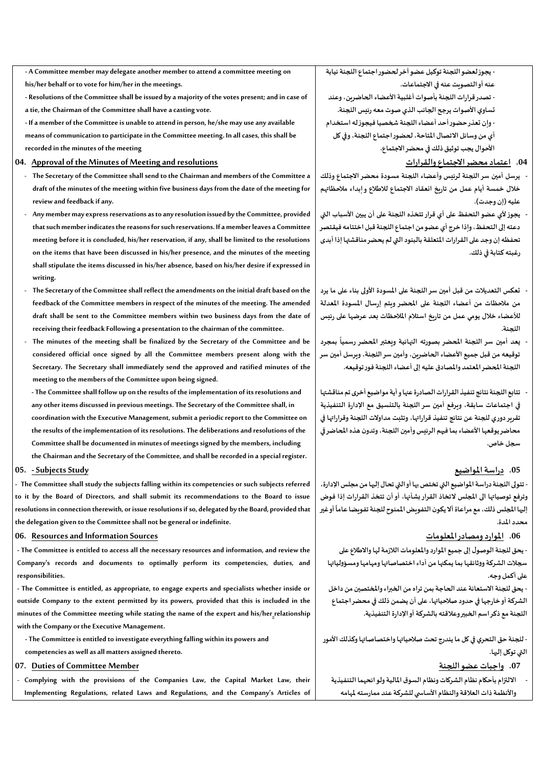- A Committee member may delegate another member to attend a committee meeting on his/her behalf or to vote for him/her in the meetings.

- Resolutions of the Committee shall be issued by a majority of the votes present; and in case of a tie, the Chairman of the Committee shall have a casting vote.

- If a member of the Committee is unable to attend in person, he/she may use any available means of communication to participate in the Committee meeting. In all cases, this shall be recorded in the minutes of the meeting

- يجوز لعضو اللجنة توكيل عضو أخر لحضور اجتماع اللجنة نيابة عنه أو التصويت عنه في الاجتماعات.

- تصدر قرارات اللجنة بأصوات أغلبية الأعضاء الحاضرين، وعند تساوي الأصوات يرجح الجانب الذي صوت معه رئيس اللجنة.

- وإن تعذر حضور أحد أعضاء اللجنة شخصيا فيجوز له استخدام أي من وسائل الاتصال المتاحة، لحضور اجتماع اللجنة، وفي كل الأحوال يجب توثيق ذلك في محضر الاجتماع.

## 04. Approval of the Minutes of Meeting and resolutions

## 04. اعتماد محضر الاجتماع والقرارات

- The Secretary of the Committee shall send to the Chairman and members of the Committee a draft of the minutes of the meeting within five business days from the date of the meeting for review and feedback if any.
- Any member may express reservations as to any resolution issued by the Committee, provided that such member indicates the reasons for such reservations. If a member leaves a Committee meeting before it is concluded, his/her reservation, if any, shall be limited to the resolutions on the items that have been discussed in his/her presence, and the minutes of the meeting shall stipulate the items discussed in his/her absence, based on his/her desire if expressed in writing.
- The Secretary of the Committee shall reflect the amendments on the initial draft based on the feedback of the Committee members in respect of the minutes of the meeting. The amended draft shall be sent to the Committee members within two business days from the date of receiving their feedback Following a presentation to the chairman of the committee.
- The minutes of the meeting shall be finalized by the Secretary of the Committee and be considered official once signed by all the Committee members present along with the Secretary. The Secretary shall immediately send the approved and ratified minutes of the meeting to the members of the Committee upon being signed.
- The Committee shall follow up on the results of the implementation of its resolutions and any other items discussed in previous meetings. The Secretary of the Committee shall, in coordination with the Executive Management, submit a periodic report to the Committee on the results of the implementation of its resolutions. The deliberations and resolutions of the Committee shall be documented in minutes of meetings signed by the members, including the Chairman and the Secretary of the Committee, and shall be recorded in a special register.

- يرسل أمين سر اللجنة لرئيس وأعضاء اللجنة مسودة محضر الاجتماع وذلك خلال خمسة أيام عمل من تاريخ انعقاد الاجتماع للاطلاع وإبداء ملاحظاتهم عليه (إن وجدت).
- يجوز لأي عضو التحفظ على أي قرار تتخذه اللجنة على أن يبين الأسباب التي دعته إلى التحفظ، وإذا خرج أي عضو من اجتماع اللجنة قبل اختتامه فيقتصر تحفظه إن وجد على القرارات المتعلقة بالبنود التي لم يحضر مناقشتها إذا أبدى رغبته كتابة في ذلك.
- تعكس التعديلات من قبل أمين سر اللجنة على المسودة الأولى بناء على ما يرد من ملاحظات من أعضاء اللجنة على المحضر ويتم إرسال المسودة المعدلة للأعضاء خلال يومي عمل من تاريخ استلام الملاحظات بعد عرضها على رئيس اللجنة.
- يعد أمين سر اللجنة المحضر بصورته النهائية ويعتبر المحضر رسمياً بمجرد توقيعه من قبل جميع الأعضاء الحاضرين، وأمين سر اللجنة، ويرسل أمين سر اللجنة المحضر المعتمد والمصادق عليه إلى أعضاء اللجنة فور توقيعه.
- تتابع اللجنة نتائج تنفيذ القرارات الصادرة عنها و أية مواضيع أخرى تم مناقشتها في اجتماعات سابقة، ويرفع أمين سر اللجنة بالتنسيق مع الإدارة التنفيذية تقرير دوري للجنة عن نتائج تنفيذ قراراتها، وتثبت مداولات اللجنة وقراراتها في محاضر يوقعها الأعضاء بما فيهم الرئيس وأمين اللجنة، وتدون هذه المحاضر في سجل خاص.

## 05. - Subjects Study

## 05. دراسة المواضيع

- The Committee shall study the subjects falling within its competencies or such subjects referred to it by the Board of Directors, and shall submit its recommendations to the Board to issue resolutions in connection therewith, or issue resolutions if so, delegated by the Board, provided that the delegation given to the Committee shall not be general or indefinite.

- تتولى اللجنة دراسة المواضيع التي تختص بها أو التي تحال إليها من مجلس الإدارة، وترفع توصياتها الى المجلس لاتخاذ القرار بشأنها، أو أن تتخذ القرارات إذا فوض إليها المجلس ذلك، مع مراعاة ألا يكون التفويض الممنوح للجنة تفويضا عاماً أو غير محدد المدة.

## 06. Resources and Information Sources

## 06. الموارد ومصادر المعلومات

- The Committee is entitled to access all the necessary resources and information, and review the Company's records and documents to optimally perform its competencies, duties, and responsibilities.

- The Committee is entitled, as appropriate, to engage experts and specialists whether inside or outside Company to the extent permitted by its powers, provided that this is included in the minutes of the Committee meeting while stating the name of the expert and his/her relationship with the Company or the Executive Management.

- The Committee is entitled to investigate everything falling within its powers and competencies as well as all matters assigned thereto.

- يحق للجنة الوصول إلى جميع الموارد والمعلومات اللازمة لها والاطلاع على سجلات الشركة ووثائقها بما يمكنها من أداء اختصاصاتها ومهامها ومسؤولياتها على أكمل وجه.

- يحق للجنة الاستعانة عند الحاجة بمن تراه من الخبراء والمختصين من داخل الشركة أو خارجها في حدود صلاحياتها، على أن يضمن ذلك في محضر اجتماع اللجنة مع ذكر اسم الخبير وعلاقته بالشركة أو الإدارة التنفيذية.

- للجنة حق التحري في كل ما يندرج تحت صلاحياتها واختصاصاتها وكذلك الأمور التي توكل إليها.

## 07. Duties of Committee Member

## 07. واجبات عضو اللجنة

- Complying with the provisions of the Companies Law, the Capital Market Law, their Implementing Regulations, related Laws and Regulations, and the Company's Articles of

- الالتزام بأحكام نظام الشركات ونظام السوق المالية ولوائحهما التنفيذية والأنظمة ذات العلاقة والنظام الأساسي للشركة عند ممارسته لمهامه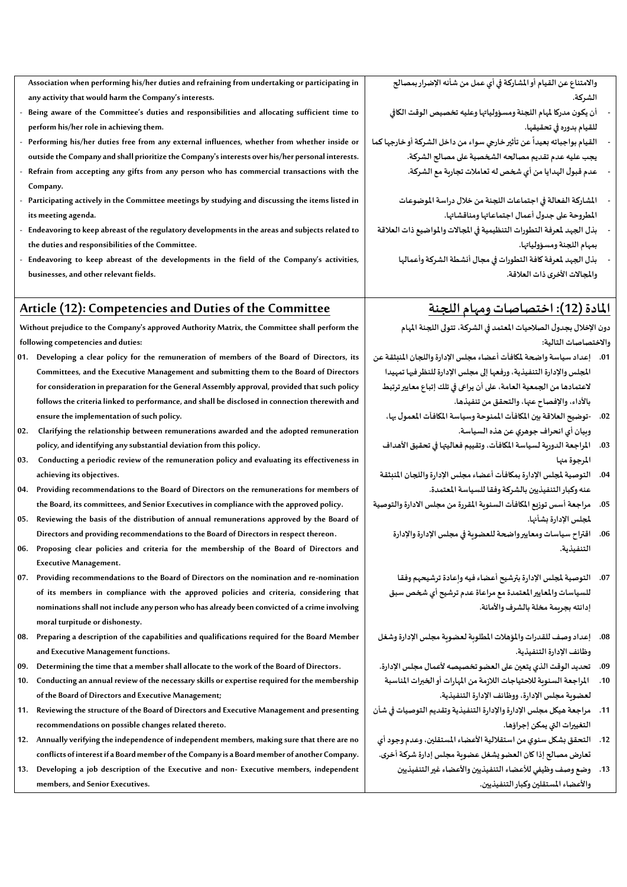Association when performing his/her duties and refraining from undertaking or participating in any activity that would harm the Company's interests.

- Being aware of the Committee's duties and responsibilities and allocating sufficient time to perform his/her role in achieving them.
- Performing his/her duties free from any external influences, whether from whether inside or outside the Company and shall prioritize the Company's interests over his/her personal interests.
- Refrain from accepting any gifts from any person who has commercial transactions with the Company.
- Participating actively in the Committee meetings by studying and discussing the items listed in its meeting agenda.
- Endeavoring to keep abreast of the regulatory developments in the areas and subjects related to the duties and responsibilities of the Committee.
- Endeavoring to keep abreast of the developments in the field of the Company's activities, businesses, and other relevant fields.

والامتناع عن القيام أو المشاركة في أي عمل من شأنه الإضرار بمصالح الشركة.

- أن يكون مدركا لمهام اللجنة ومسؤولياتها وعليه تخصيص الوقت الكافي للقيام بدوره في تحقيقها.
- القيام بواجباته بعيداً عن تأثير خارجي سواء من داخل الشركة أو خارجها كما يجب عليه عدم تقديم مصالحه الشخصية على مصالح الشركة.
- عدم قبول الهدايا من أي شخص له تعاملات تجارية مع الشركة.
- المشاركة الفعالة في اجتماعات اللجنة من خلال دراسة الموضوعات المطروحة على جدول أعمال اجتماعاتها ومناقشاتها.
- بذل الجهد لمعرفة التطورات التنظيمية في المجالات والمواضيع ذات العلاقة بمهام اللجنة ومسؤولياتها.
- بذل الجهد لمعرفة كافة التطورات في مجال أنشطة الشركة وأعمالها والمجالات الأخرى ذات العلاقة.

## Article (12): Competencies and Duties of the Committee

Without prejudice to the Company's approved Authority Matrix, the Committee shall perform the following competencies and duties:

01. Developing a clear policy for the remuneration of members of the Board of Directors, its Committees, and the Executive Management and submitting them to the Board of Directors for consideration in preparation for the General Assembly approval, provided that such policy follows the criteria linked to performance, and shall be disclosed in connection therewith and ensure the implementation of such policy.
02. Clarifying the relationship between remunerations awarded and the adopted remuneration policy, and identifying any substantial deviation from this policy.
03. Conducting a periodic review of the remuneration policy and evaluating its effectiveness in achieving its objectives.
04. Providing recommendations to the Board of Directors on the remunerations for members of the Board, its committees, and Senior Executives in compliance with the approved policy.
05. Reviewing the basis of the distribution of annual remunerations approved by the Board of Directors and providing recommendations to the Board of Directors in respect thereon.
06. Proposing clear policies and criteria for the membership of the Board of Directors and Executive Management.
07. Providing recommendations to the Board of Directors on the nomination and re-nomination of its members in compliance with the approved policies and criteria, considering that nominations shall not include any person who has already been convicted of a crime involving moral turpitude or dishonesty.
08. Preparing a description of the capabilities and qualifications required for the Board Member and Executive Management functions.
09. Determining the time that a member shall allocate to the work of the Board of Directors.
10. Conducting an annual review of the necessary skills or expertise required for the membership of the Board of Directors and Executive Management;
11. Reviewing the structure of the Board of Directors and Executive Management and presenting recommendations on possible changes related thereto.
12. Annually verifying the independence of independent members, making sure that there are no conflicts of interest if a Board member of the Company is a Board member of another Company.
13. Developing a job description of the Executive and non- Executive members, independent members, and Senior Executives.

## المادة (12): اختصاصات ومهام اللجنة

دون الإخلال بجدول الصلاحيات المعتمد في الشركة، تتولى اللجنة المهام والاختصاصات التالية:

01. إعداد سياسة واضحة لمكافآت أعضاء مجلس الإدارة واللجان المنبثقة عن المجلس والإدارة التنفيذية، ورفعها إلى مجلس الإدارة للنظر فيها تمهيدا لاعتمادها من الجمعية العامة، على أن يراعى في تلك إتباع معايير ترتبط بالأداء، والإفصاح عنها، والتحقق من تنفيذها.
02. -توضيح العلاقة بين المكافآت الممنوحة وسياسة المكافآت المعمول بها، وبيان أي انحراف جوهري عن هذه السياسة.
03. المراجعة الدورية لسياسة المكافآت، وتقييم فعاليتها في تحقيق الأهداف المرجوة منها
04. التوصية لمجلس الإدارة بمكافآت أعضاء مجلس الإدارة واللجان المنبثقة عنه وكبار التنفيذيين بالشركة وفقا للسياسة المعتمدة.
05. مراجعة أسس توزيع المكافآت السنوية المقررة من مجلس الادارة والتوصية لمجلس الإدارة بشأنها.
06. اقتراح سياسات ومعايير واضحة للعضوية في مجلس الإدارة والإدارة التنفيذية.
07. التوصية لمجلس الإدارة بترشيح أعضاء فيه وإعادة ترشيحهم وفقا للسياسات والمعايير المعتمدة مع مراعاة عدم ترشيح أي شخص سبق إدانته بجريمة مخلة بالشرف والأمانة.
08. إعداد وصف للقدرات والمؤهلات المطلوبة لعضوية مجلس الإدارة وشغل وظائف الإدارة التنفيذية.
09. تحديد الوقت الذي يتعين على العضو تخصيصه لأعمال مجلس الإدارة.
10. المراجعة السنوية للاحتياجات اللازمة من المهارات أو الخبرات المناسبة لعضوية مجلس الإدارة، ووظائف الإدارة التنفيذية.
11. مراجعة هيكل مجلس الإدارة والإدارة التنفيذية وتقديم التوصيات في شأن التغييرات التي يمكن إجراؤها.
12. التحقق بشكل سنوي من استقلالية الأعضاء المستقلين، وعدم وجود أي تعارض مصالح إذا كان العضو يشغل عضوية مجلس إدارة شركة أخرى.
13. وضع وصف وظيفي للأعضاء التنفيذيين والأعضاء غير التنفيذيين والأعضاء المستقلين وكبار التنفيذيين.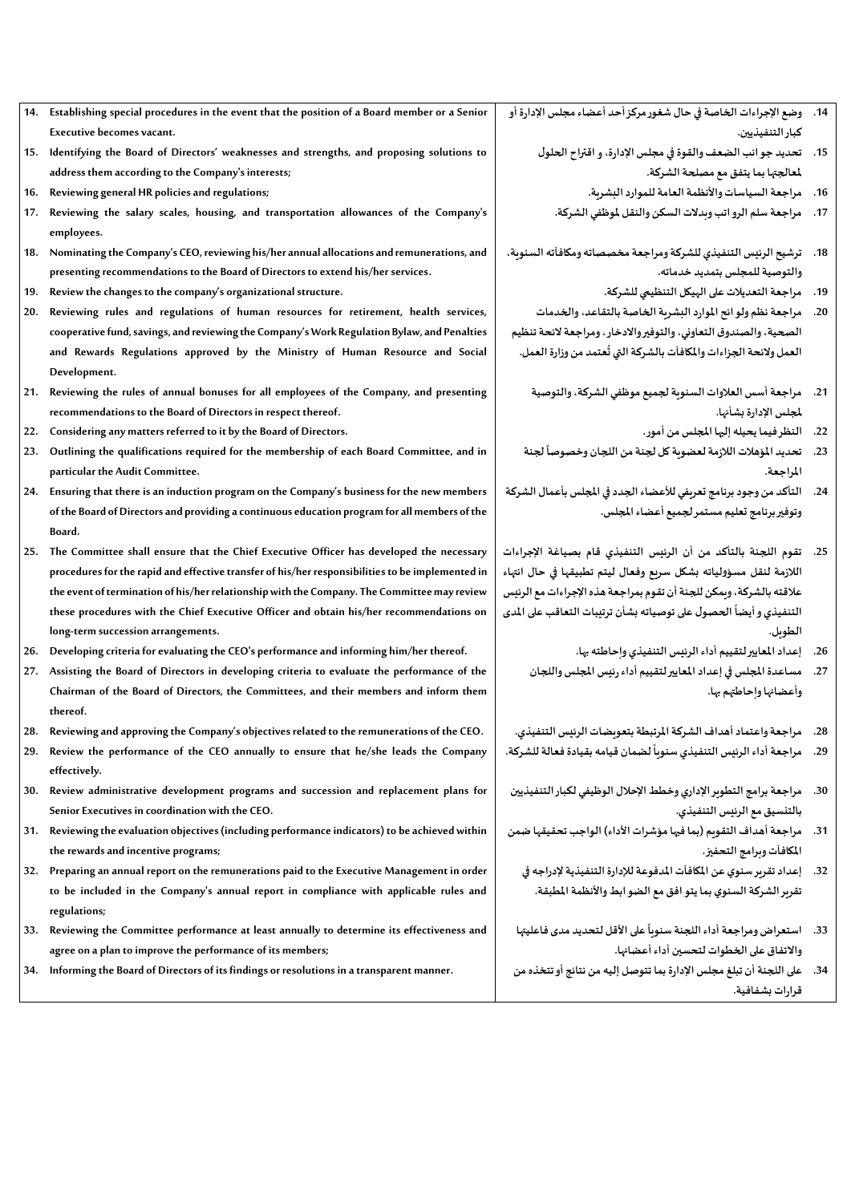| | |
|---|---|
| 14. Establishing special procedures in the event that the position of a Board member or a Senior Executive becomes vacant. | 14. وضع الإجراءات الخاصة في حال شغور مركز أحد أعضاء مجلس الإدارة أو كبار التنفيذيين. |
| 15. Identifying the Board of Directors' weaknesses and strengths, and proposing solutions to address them according to the Company's interests; | 15. تحديد جوانب الضعف والقوة في مجلس الإدارة، و اقتراح الحلول لمعالجتها بما يتفق مع مصلحة الشركة. |
| 16. Reviewing general HR policies and regulations; | 16. مراجعة السياسات والأنظمة العامة للموارد البشرية. |
| 17. Reviewing the salary scales, housing, and transportation allowances of the Company's employees. | 17. مراجعة سلم الرواتب وبدلات السكن والنقل لموظفي الشركة. |
| 18. Nominating the Company's CEO, reviewing his/her annual allocations and remunerations, and presenting recommendations to the Board of Directors to extend his/her services. | 18. ترشيح الرئيس التنفيذي للشركة ومراجعة مخصصاته ومكافآته السنوية، والتوصية للمجلس بتمديد خدماته. |
| 19. Review the changes to the company's organizational structure. | 19. مراجعة التعديلات على الهيكل التنظيمي للشركة. |
| 20. Reviewing rules and regulations of human resources for retirement, health services, cooperative fund, savings, and reviewing the Company's Work Regulation Bylaw, and Penalties and Rewards Regulations approved by the Ministry of Human Resource and Social Development. | 20. مراجعة نظم ولوائح الموارد البشرية الخاصة بالتقاعد، والخدمات الصحية، والصندوق التعاوني، والتوفير والادخار، ومراجعة لائحة تنظيم العمل ولائحة الجزاءات والمكافآت بالشركة التي تُعتمد من وزارة العمل. |
| 21. Reviewing the rules of annual bonuses for all employees of the Company, and presenting recommendations to the Board of Directors in respect thereof. | 21. مراجعة أسس العلاوات السنوية لجميع موظفي الشركة، والتوصية لمجلس الإدارة بشأنها. |
| 22. Considering any matters referred to it by the Board of Directors. | 22. النظر فيما يحيله إليها المجلس من أمور. |
| 23. Outlining the qualifications required for the membership of each Board Committee, and in particular the Audit Committee. | 23. تحديد المؤهلات اللازمة لعضوية كل لجنة من اللجان وخصوصاً لجنة المراجعة. |
| 24. Ensuring that there is an induction program on the Company's business for the new members of the Board of Directors and providing a continuous education program for all members of the Board. | 24. التأكد من وجود برنامج تعريفي للأعضاء الجدد في المجلس بأعمال الشركة وتوفير برنامج تعليم مستمر لجميع أعضاء المجلس. |
| 25. The Committee shall ensure that the Chief Executive Officer has developed the necessary procedures for the rapid and effective transfer of his/her responsibilities to be implemented in the event of termination of his/her relationship with the Company. The Committee may review these procedures with the Chief Executive Officer and obtain his/her recommendations on long-term succession arrangements. | 25. تقوم اللجنة بالتأكد من أن الرئيس التنفيذي قام بصياغة الإجراءات اللازمة لنقل مسؤولياته بشكل سريع وفعال ليتم تطبيقها في حال انتهاء علاقته بالشركة، ويمكن للجنة أن تقوم بمراجعة هذه الإجراءات مع الرئيس التنفيذي و أيضاً الحصول على توصياته بشأن ترتيبات التعاقب على المدى الطويل. |
| 26. Developing criteria for evaluating the CEO's performance and informing him/her thereof. | 26. إعداد المعايير لتقييم أداء الرئيس التنفيذي وإحاطته بها. |
| 27. Assisting the Board of Directors in developing criteria to evaluate the performance of the Chairman of the Board of Directors, the Committees, and their members and inform them thereof. | 27. مساعدة المجلس في إعداد المعايير لتقييم أداء رئيس المجلس واللجان وأعضائها وإحاطتهم بها. |
| 28. Reviewing and approving the Company's objectives related to the remunerations of the CEO. | 28. مراجعة واعتماد أهداف الشركة المرتبطة بتعويضات الرئيس التنفيذي. |
| 29. Review the performance of the CEO annually to ensure that he/she leads the Company effectively. | 29. مراجعة أداء الرئيس التنفيذي سنوياً لضمان قيامه بقيادة فعالة للشركة. |
| 30. Review administrative development programs and succession and replacement plans for Senior Executives in coordination with the CEO. | 30. مراجعة برامج التطوير الإداري وخطط الإحلال الوظيفي لكبار التنفيذيين بالتنسيق مع الرئيس التنفيذي. |
| 31. Reviewing the evaluation objectives (including performance indicators) to be achieved within the rewards and incentive programs; | 31. مراجعة أهداف التقويم (بما فيها مؤشرات الأداء) الواجب تحقيقها ضمن المكافآت وبرامج التحفيز. |
| 32. Preparing an annual report on the remunerations paid to the Executive Management in order to be included in the Company's annual report in compliance with applicable rules and regulations; | 32. إعداد تقرير سنوي عن المكافآت المدفوعة للإدارة التنفيذية لإدراجه في تقرير الشركة السنوي بما يتوافق مع الضوابط والأنظمة المطبقة. |
| 33. Reviewing the Committee performance at least annually to determine its effectiveness and agree on a plan to improve the performance of its members; | 33. استعراض ومراجعة أداء اللجنة سنوياً على الأقل لتحديد مدى فاعليتها والاتفاق على الخطوات لتحسين أداء أعضائها. |
| 34. Informing the Board of Directors of its findings or resolutions in a transparent manner. | 34. على اللجنة أن تبلغ مجلس الإدارة بما تتوصل إليه من نتائج أو تتخذه من قرارات بشفافية. |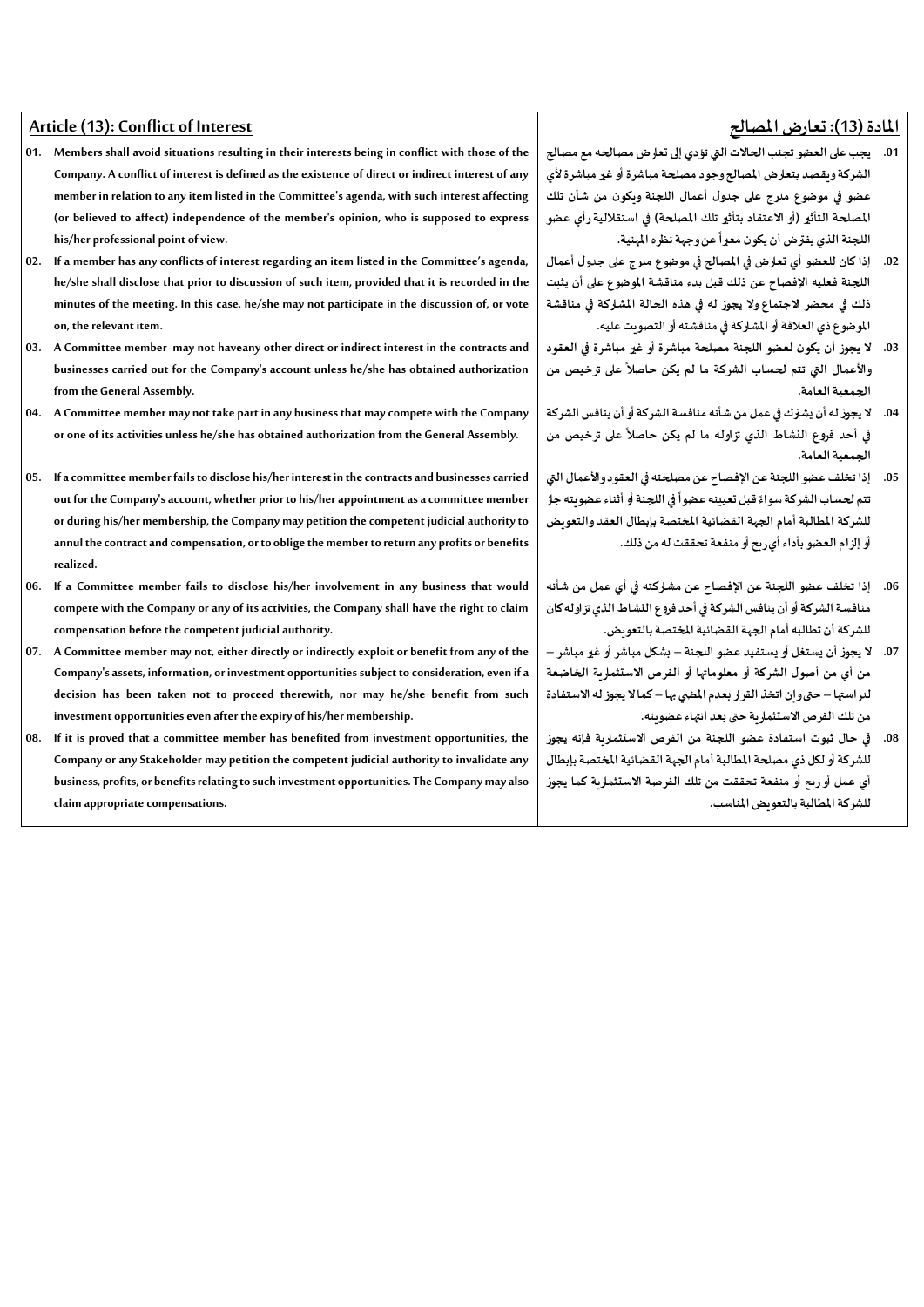## Article (13): Conflict of Interest

01. Members shall avoid situations resulting in their interests being in conflict with those of the Company. A conflict of interest is defined as the existence of direct or indirect interest of any member in relation to any item listed in the Committee's agenda, with such interest affecting (or believed to affect) independence of the member's opinion, who is supposed to express his/her professional point of view.

02. If a member has any conflicts of interest regarding an item listed in the Committee's agenda, he/she shall disclose that prior to discussion of such item, provided that it is recorded in the minutes of the meeting. In this case, he/she may not participate in the discussion of, or vote on, the relevant item.

03. A Committee member may not haveany other direct or indirect interest in the contracts and businesses carried out for the Company's account unless he/she has obtained authorization from the General Assembly.

04. A Committee member may not take part in any business that may compete with the Company or one of its activities unless he/she has obtained authorization from the General Assembly.

05. If a committee member fails to disclose his/her interest in the contracts and businesses carried out for the Company's account, whether prior to his/her appointment as a committee member or during his/her membership, the Company may petition the competent judicial authority to annul the contract and compensation, or to oblige the member to return any profits or benefits realized.

06. If a Committee member fails to disclose his/her involvement in any business that would compete with the Company or any of its activities, the Company shall have the right to claim compensation before the competent judicial authority.

07. A Committee member may not, either directly or indirectly exploit or benefit from any of the Company's assets, information, or investment opportunities subject to consideration, even if a decision has been taken not to proceed therewith, nor may he/she benefit from such investment opportunities even after the expiry of his/her membership.

08. If it is proved that a committee member has benefited from investment opportunities, the Company or any Stakeholder may petition the competent judicial authority to invalidate any business, profits, or benefits relating to such investment opportunities. The Company may also claim appropriate compensations.

## المادة (13): تعارض المصالح

01. يجب على العضو تجنب الحالات التي تؤدي إلى تعارض مصالحه مع مصالح الشركة ويقصد بتعارض المصالح وجود مصلحة مباشرة أو غير مباشرة لأي عضو في موضوع مدرج على جدول أعمال اللجنة ويكون من شأن تلك المصلحة التأثير (أو الاعتقاد بتأثير تلك المصلحة) في استقلالية رأي عضو اللجنة الذي يفترض أن يكون معبراً عن وجهة نظره المهنية.

02. إذا كان للعضو أي تعارض في المصالح في موضوع مدرج على جدول أعمال اللجنة فعليه الإفصاح عن ذلك قبل بدء مناقشة الموضوع على أن يثبت ذلك في محضر الاجتماع ولا يجوز له في هذه الحالة المشاركة في مناقشة الموضوع ذي العلاقة أو المشاركة في مناقشته أو التصويت عليه.

03. لا يجوز أن يكون لعضو اللجنة مصلحة مباشرة أو غير مباشرة في العقود والأعمال التي تتم لحساب الشركة ما لم يكن حاصلاً على ترخيص من الجمعية العامة.

04. لا يجوز له أن يشترك في عمل من شأنه منافسة الشركة أو أن ينافس الشركة في أحد فروع النشاط الذي تزاوله ما لم يكن حاصلاً على ترخيص من الجمعية العامة.

05. إذا تخلف عضو اللجنة عن الإفصاح عن مصلحته في العقود والأعمال التي تتم لحساب الشركة سواءً قبل تعيينه عضواً في اللجنة أو أثناء عضويته جاز للشركة المطالبة أمام الجهة القضائية المختصة بإبطال العقد والتعويض أو إلزام العضو بأداء أي ربح أو منفعة تحققت له من ذلك.

06. إذا تخلف عضو اللجنة عن الإفصاح عن مشاركته في أي عمل من شأنه منافسة الشركة أو أن ينافس الشركة في أحد فروع النشاط الذي تزاوله كان للشركة أن تطالبه أمام الجهة القضائية المختصة بالتعويض.

07. لا يجوز أن يستغل أو يستفيد عضو اللجنة – بشكل مباشر أو غير مباشر – من أي من أصول الشركة أو معلوماتها أو الفرص الاستثمارية الخاضعة لدراستها – حتى وإن اتخذ القرار بعدم المضي بها – كما لا يجوز له الاستفادة من تلك الفرص الاستثمارية حتى بعد انتهاء عضويته.

08. في حال ثبوت استفادة عضو اللجنة من الفرص الاستثمارية فإنه يجوز للشركة أو لكل ذي مصلحة المطالبة أمام الجهة القضائية المختصة بإبطال أي عمل أو ربح أو منفعة تحققت من تلك الفرصة الاستثمارية كما يجوز للشركة المطالبة بالتعويض المناسب.